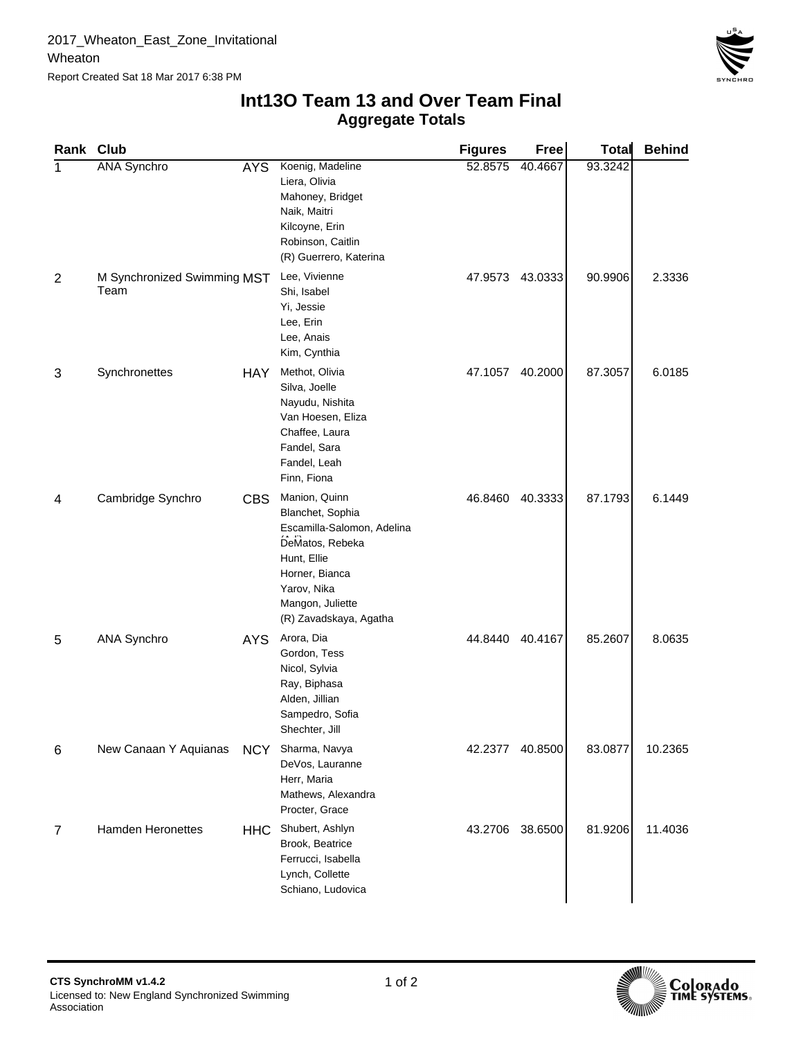2017_Wheaton_East_Zone_Invitational

Wheaton

Report Created Sat 18 Mar 2017 6:38 PM

# Int13O Team 13 and Over Team Final
## Aggregate Totals

| Rank | Club | | | Figures | Free | Total | Behind |
|---|---|---|---|---|---|---|---|
| 1 | ANA Synchro | AYS | Koenig, Madeline<br>Liera, Olivia<br>Mahoney, Bridget<br>Naik, Maitri<br>Kilcoyne, Erin<br>Robinson, Caitlin<br>(R) Guerrero, Katerina | 52.8575 | 40.4667 | 93.3242 | |
| 2 | M Synchronized Swimming Team | MST | Lee, Vivienne<br>Shi, Isabel<br>Yi, Jessie<br>Lee, Erin<br>Lee, Anais<br>Kim, Cynthia | 47.9573 | 43.0333 | 90.9906 | 2.3336 |
| 3 | Synchronettes | HAY | Methot, Olivia<br>Silva, Joelle<br>Nayudu, Nishita<br>Van Hoesen, Eliza<br>Chaffee, Laura<br>Fandel, Sara<br>Fandel, Leah<br>Finn, Fiona | 47.1057 | 40.2000 | 87.3057 | 6.0185 |
| 4 | Cambridge Synchro | CBS | Manion, Quinn<br>Blanchet, Sophia<br>Escamilla-Salomon, Adelina<br>DeMatos, Rebeka<br>Hunt, Ellie<br>Horner, Bianca<br>Yarov, Nika<br>Mangon, Juliette<br>(R) Zavadskaya, Agatha | 46.8460 | 40.3333 | 87.1793 | 6.1449 |
| 5 | ANA Synchro | AYS | Arora, Dia<br>Gordon, Tess<br>Nicol, Sylvia<br>Ray, Biphasa<br>Alden, Jillian<br>Sampedro, Sofia<br>Shechter, Jill | 44.8440 | 40.4167 | 85.2607 | 8.0635 |
| 6 | New Canaan Y Aquianas | NCY | Sharma, Navya<br>DeVos, Lauranne<br>Herr, Maria<br>Mathews, Alexandra<br>Procter, Grace | 42.2377 | 40.8500 | 83.0877 | 10.2365 |
| 7 | Hamden Heronettes | HHC | Shubert, Ashlyn<br>Brook, Beatrice<br>Ferrucci, Isabella<br>Lynch, Collette<br>Schiano, Ludovica | 43.2706 | 38.6500 | 81.9206 | 11.4036 |

CTS SynchroMM v1.4.2

Licensed to: New England Synchronized Swimming Association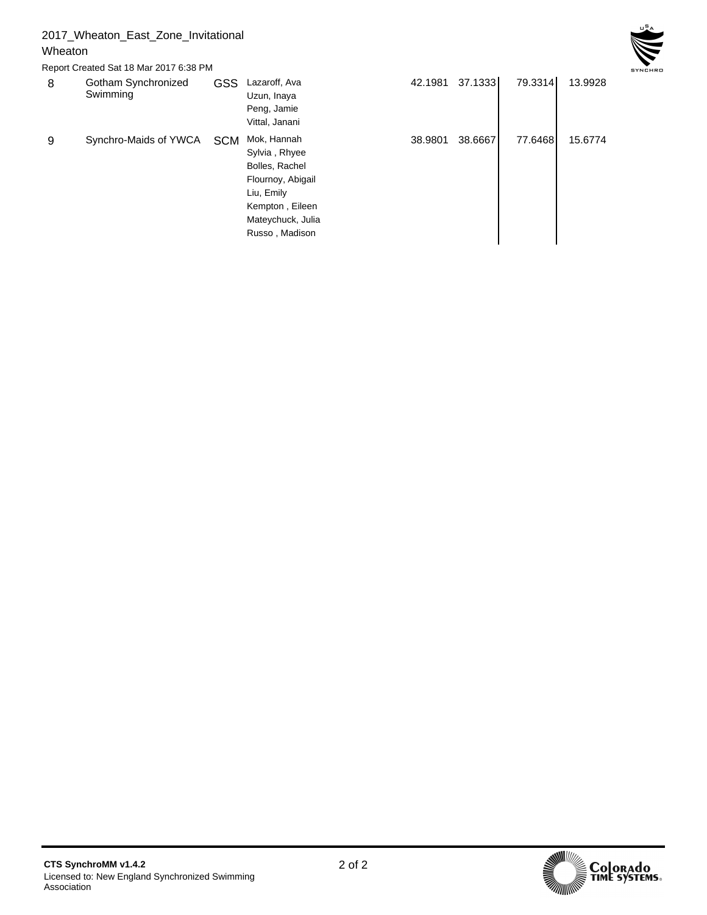| | | | | | | | |
|---|---|---|---|---|---|---|---|
| 8 | Gotham Synchronized Swimming | GSS | Lazaroff, Ava<br>Uzun, Inaya<br>Peng, Jamie<br>Vittal, Janani | 42.1981 | 37.1333 | 79.3314 | 13.9928 |
| 9 | Synchro-Maids of YWCA | SCM | Mok, Hannah<br>Sylvia , Rhyee<br>Bolles, Rachel<br>Flournoy, Abigail<br>Liu, Emily<br>Kempton , Eileen<br>Mateychuck, Julia<br>Russo , Madison | 38.9801 | 38.6667 | 77.6468 | 15.6774 |